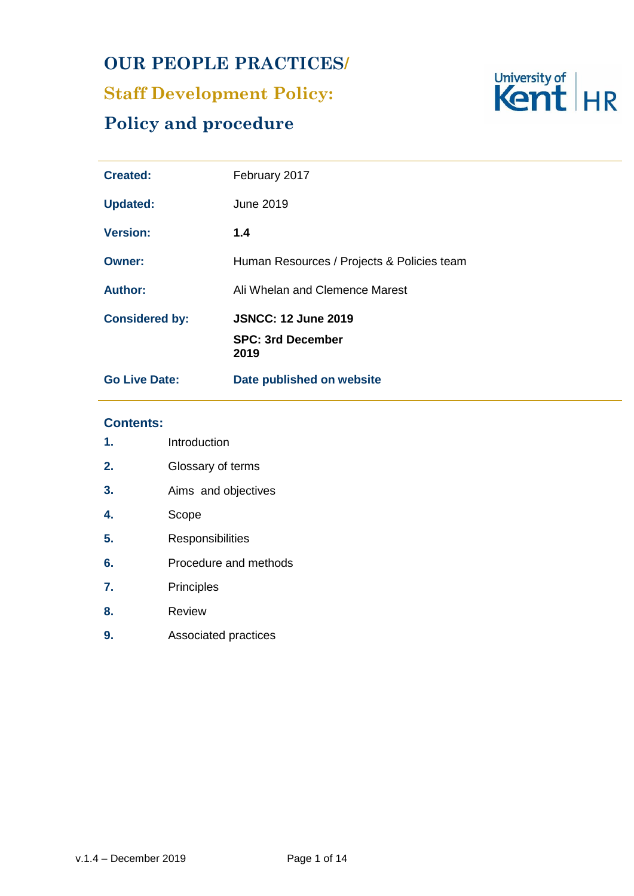# OUR PEOPLE PRACTICES/

## Staff Development Policy:

## Policy and procedure

| | |
|---|---|
| **Created:** | February 2017 |
| **Updated:** | June 2019 |
| **Version:** | **1.4** |
| **Owner:** | Human Resources / Projects & Policies team |
| **Author:** | Ali Whelan and Clemence Marest |
| **Considered by:** | **JSNCC: 12 June 2019**<br>**SPC: 3rd December 2019** |
| **Go Live Date:** | **Date published on website** |

### Contents:

1. Introduction
2. Glossary of terms
3. Aims and objectives
4. Scope
5. Responsibilities
6. Procedure and methods
7. Principles
8. Review
9. Associated practices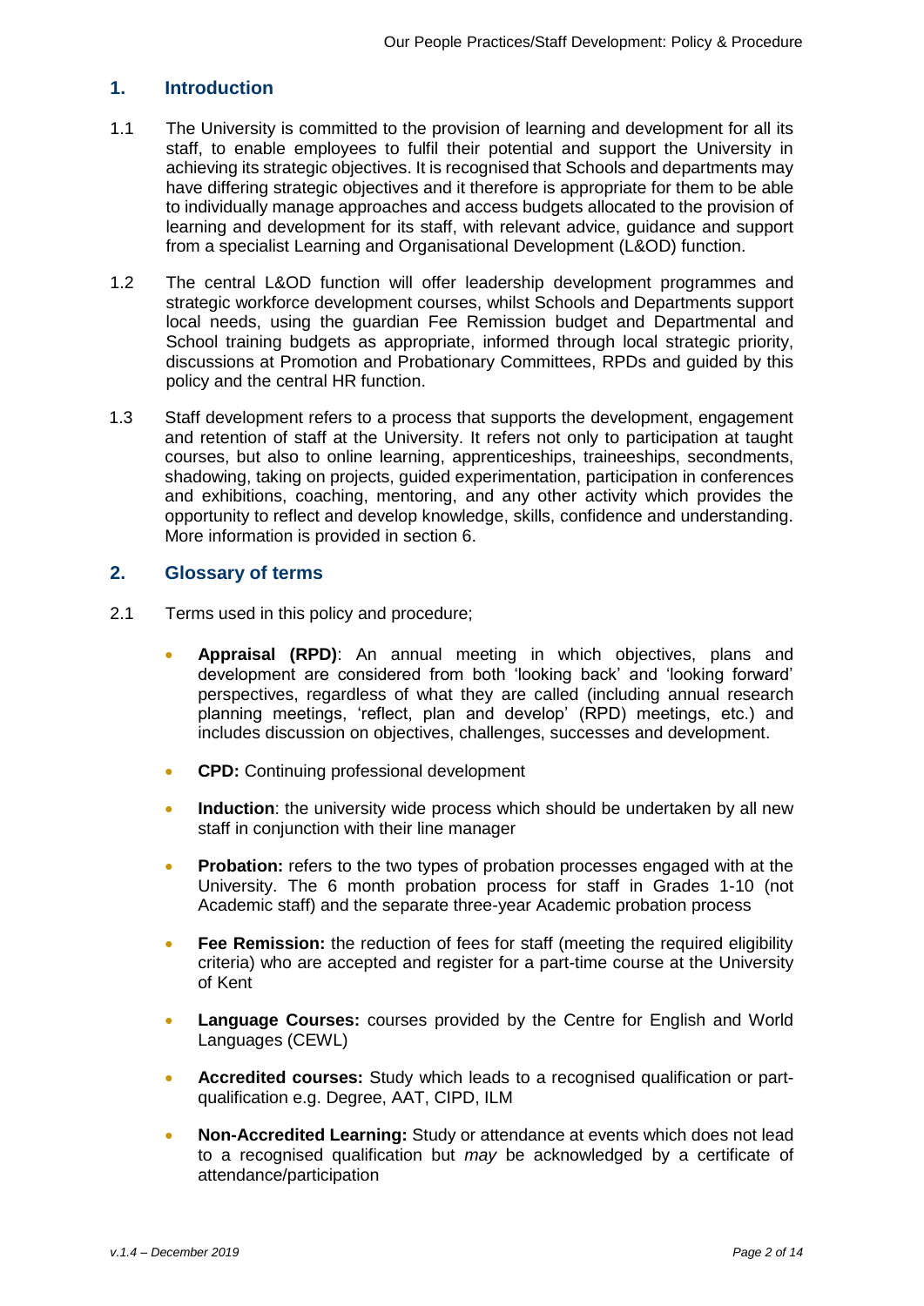## 1. Introduction

1.1 The University is committed to the provision of learning and development for all its staff, to enable employees to fulfil their potential and support the University in achieving its strategic objectives. It is recognised that Schools and departments may have differing strategic objectives and it therefore is appropriate for them to be able to individually manage approaches and access budgets allocated to the provision of learning and development for its staff, with relevant advice, guidance and support from a specialist Learning and Organisational Development (L&OD) function.

1.2 The central L&OD function will offer leadership development programmes and strategic workforce development courses, whilst Schools and Departments support local needs, using the guardian Fee Remission budget and Departmental and School training budgets as appropriate, informed through local strategic priority, discussions at Promotion and Probationary Committees, RPDs and guided by this policy and the central HR function.

1.3 Staff development refers to a process that supports the development, engagement and retention of staff at the University. It refers not only to participation at taught courses, but also to online learning, apprenticeships, traineeships, secondments, shadowing, taking on projects, guided experimentation, participation in conferences and exhibitions, coaching, mentoring, and any other activity which provides the opportunity to reflect and develop knowledge, skills, confidence and understanding. More information is provided in section 6.

## 2. Glossary of terms

2.1 Terms used in this policy and procedure;

- **Appraisal (RPD)**: An annual meeting in which objectives, plans and development are considered from both 'looking back' and 'looking forward' perspectives, regardless of what they are called (including annual research planning meetings, 'reflect, plan and develop' (RPD) meetings, etc.) and includes discussion on objectives, challenges, successes and development.
- **CPD:** Continuing professional development
- **Induction**: the university wide process which should be undertaken by all new staff in conjunction with their line manager
- **Probation:** refers to the two types of probation processes engaged with at the University. The 6 month probation process for staff in Grades 1-10 (not Academic staff) and the separate three-year Academic probation process
- **Fee Remission:** the reduction of fees for staff (meeting the required eligibility criteria) who are accepted and register for a part-time course at the University of Kent
- **Language Courses:** courses provided by the Centre for English and World Languages (CEWL)
- **Accredited courses:** Study which leads to a recognised qualification or part-qualification e.g. Degree, AAT, CIPD, ILM
- **Non-Accredited Learning:** Study or attendance at events which does not lead to a recognised qualification but *may* be acknowledged by a certificate of attendance/participation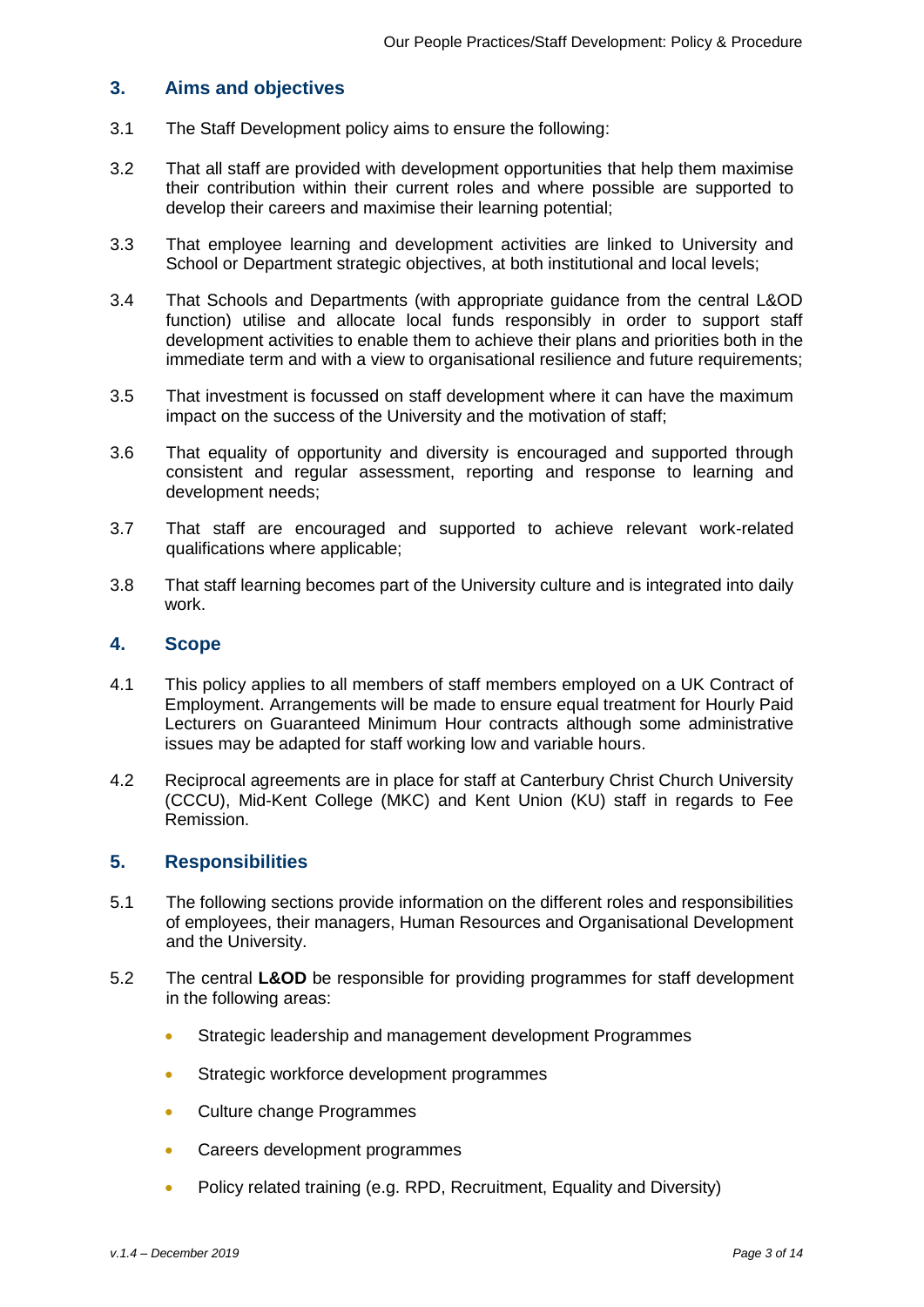## 3. Aims and objectives

3.1 The Staff Development policy aims to ensure the following:

3.2 That all staff are provided with development opportunities that help them maximise their contribution within their current roles and where possible are supported to develop their careers and maximise their learning potential;

3.3 That employee learning and development activities are linked to University and School or Department strategic objectives, at both institutional and local levels;

3.4 That Schools and Departments (with appropriate guidance from the central L&OD function) utilise and allocate local funds responsibly in order to support staff development activities to enable them to achieve their plans and priorities both in the immediate term and with a view to organisational resilience and future requirements;

3.5 That investment is focussed on staff development where it can have the maximum impact on the success of the University and the motivation of staff;

3.6 That equality of opportunity and diversity is encouraged and supported through consistent and regular assessment, reporting and response to learning and development needs;

3.7 That staff are encouraged and supported to achieve relevant work-related qualifications where applicable;

3.8 That staff learning becomes part of the University culture and is integrated into daily work.

## 4. Scope

4.1 This policy applies to all members of staff members employed on a UK Contract of Employment. Arrangements will be made to ensure equal treatment for Hourly Paid Lecturers on Guaranteed Minimum Hour contracts although some administrative issues may be adapted for staff working low and variable hours.

4.2 Reciprocal agreements are in place for staff at Canterbury Christ Church University (CCCU), Mid-Kent College (MKC) and Kent Union (KU) staff in regards to Fee Remission.

## 5. Responsibilities

5.1 The following sections provide information on the different roles and responsibilities of employees, their managers, Human Resources and Organisational Development and the University.

5.2 The central **L&OD** be responsible for providing programmes for staff development in the following areas:

- Strategic leadership and management development Programmes
- Strategic workforce development programmes
- Culture change Programmes
- Careers development programmes
- Policy related training (e.g. RPD, Recruitment, Equality and Diversity)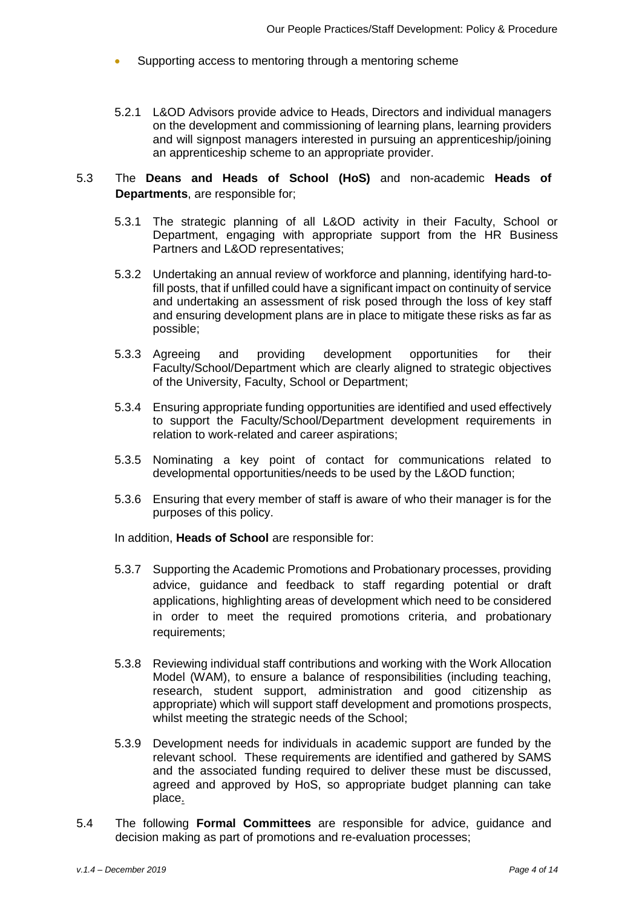- Supporting access to mentoring through a mentoring scheme

5.2.1 L&OD Advisors provide advice to Heads, Directors and individual managers on the development and commissioning of learning plans, learning providers and will signpost managers interested in pursuing an apprenticeship/joining an apprenticeship scheme to an appropriate provider.

5.3 The **Deans and Heads of School (HoS)** and non-academic **Heads of Departments**, are responsible for;

5.3.1 The strategic planning of all L&OD activity in their Faculty, School or Department, engaging with appropriate support from the HR Business Partners and L&OD representatives;

5.3.2 Undertaking an annual review of workforce and planning, identifying hard-to-fill posts, that if unfilled could have a significant impact on continuity of service and undertaking an assessment of risk posed through the loss of key staff and ensuring development plans are in place to mitigate these risks as far as possible;

5.3.3 Agreeing and providing development opportunities for their Faculty/School/Department which are clearly aligned to strategic objectives of the University, Faculty, School or Department;

5.3.4 Ensuring appropriate funding opportunities are identified and used effectively to support the Faculty/School/Department development requirements in relation to work-related and career aspirations;

5.3.5 Nominating a key point of contact for communications related to developmental opportunities/needs to be used by the L&OD function;

5.3.6 Ensuring that every member of staff is aware of who their manager is for the purposes of this policy.

In addition, **Heads of School** are responsible for:

5.3.7 Supporting the Academic Promotions and Probationary processes, providing advice, guidance and feedback to staff regarding potential or draft applications, highlighting areas of development which need to be considered in order to meet the required promotions criteria, and probationary requirements;

5.3.8 Reviewing individual staff contributions and working with the Work Allocation Model (WAM), to ensure a balance of responsibilities (including teaching, research, student support, administration and good citizenship as appropriate) which will support staff development and promotions prospects, whilst meeting the strategic needs of the School;

5.3.9 Development needs for individuals in academic support are funded by the relevant school. These requirements are identified and gathered by SAMS and the associated funding required to deliver these must be discussed, agreed and approved by HoS, so appropriate budget planning can take place.

5.4 The following **Formal Committees** are responsible for advice, guidance and decision making as part of promotions and re-evaluation processes;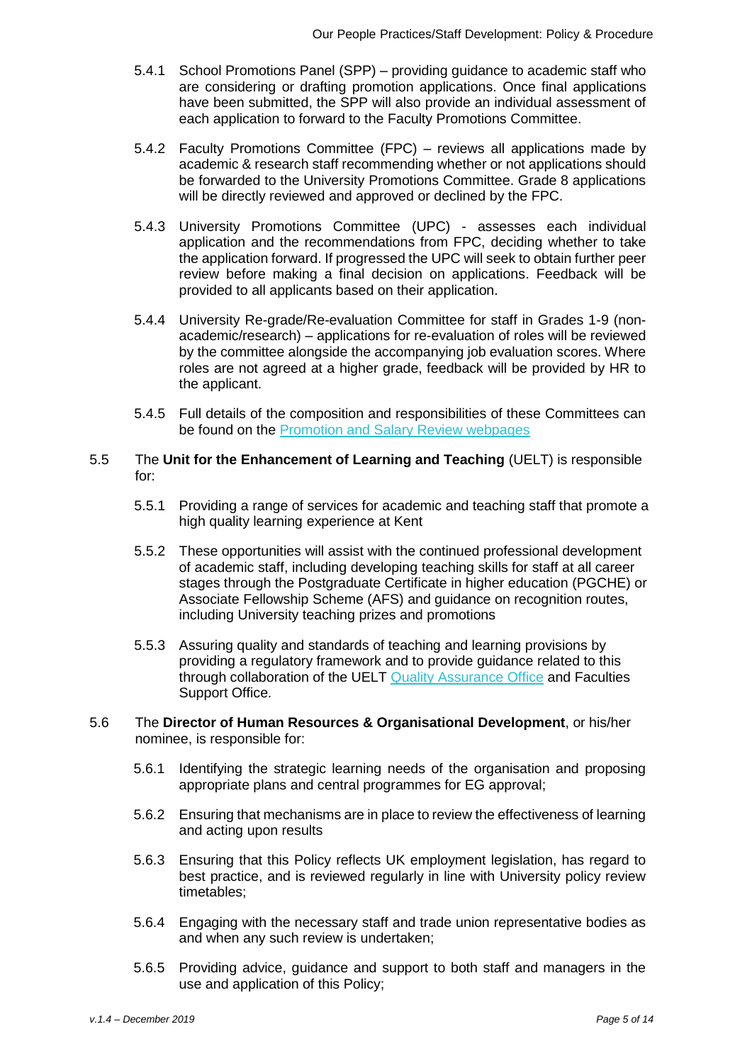5.4.1 School Promotions Panel (SPP) – providing guidance to academic staff who are considering or drafting promotion applications. Once final applications have been submitted, the SPP will also provide an individual assessment of each application to forward to the Faculty Promotions Committee.

5.4.2 Faculty Promotions Committee (FPC) – reviews all applications made by academic & research staff recommending whether or not applications should be forwarded to the University Promotions Committee. Grade 8 applications will be directly reviewed and approved or declined by the FPC.

5.4.3 University Promotions Committee (UPC) - assesses each individual application and the recommendations from FPC, deciding whether to take the application forward. If progressed the UPC will seek to obtain further peer review before making a final decision on applications. Feedback will be provided to all applicants based on their application.

5.4.4 University Re-grade/Re-evaluation Committee for staff in Grades 1-9 (non-academic/research) – applications for re-evaluation of roles will be reviewed by the committee alongside the accompanying job evaluation scores. Where roles are not agreed at a higher grade, feedback will be provided by HR to the applicant.

5.4.5 Full details of the composition and responsibilities of these Committees can be found on the Promotion and Salary Review webpages

5.5 The **Unit for the Enhancement of Learning and Teaching** (UELT) is responsible for:

5.5.1 Providing a range of services for academic and teaching staff that promote a high quality learning experience at Kent

5.5.2 These opportunities will assist with the continued professional development of academic staff, including developing teaching skills for staff at all career stages through the Postgraduate Certificate in higher education (PGCHE) or Associate Fellowship Scheme (AFS) and guidance on recognition routes, including University teaching prizes and promotions

5.5.3 Assuring quality and standards of teaching and learning provisions by providing a regulatory framework and to provide guidance related to this through collaboration of the UELT Quality Assurance Office and Faculties Support Office.

5.6 The **Director of Human Resources & Organisational Development**, or his/her nominee, is responsible for:

5.6.1 Identifying the strategic learning needs of the organisation and proposing appropriate plans and central programmes for EG approval;

5.6.2 Ensuring that mechanisms are in place to review the effectiveness of learning and acting upon results

5.6.3 Ensuring that this Policy reflects UK employment legislation, has regard to best practice, and is reviewed regularly in line with University policy review timetables;

5.6.4 Engaging with the necessary staff and trade union representative bodies as and when any such review is undertaken;

5.6.5 Providing advice, guidance and support to both staff and managers in the use and application of this Policy;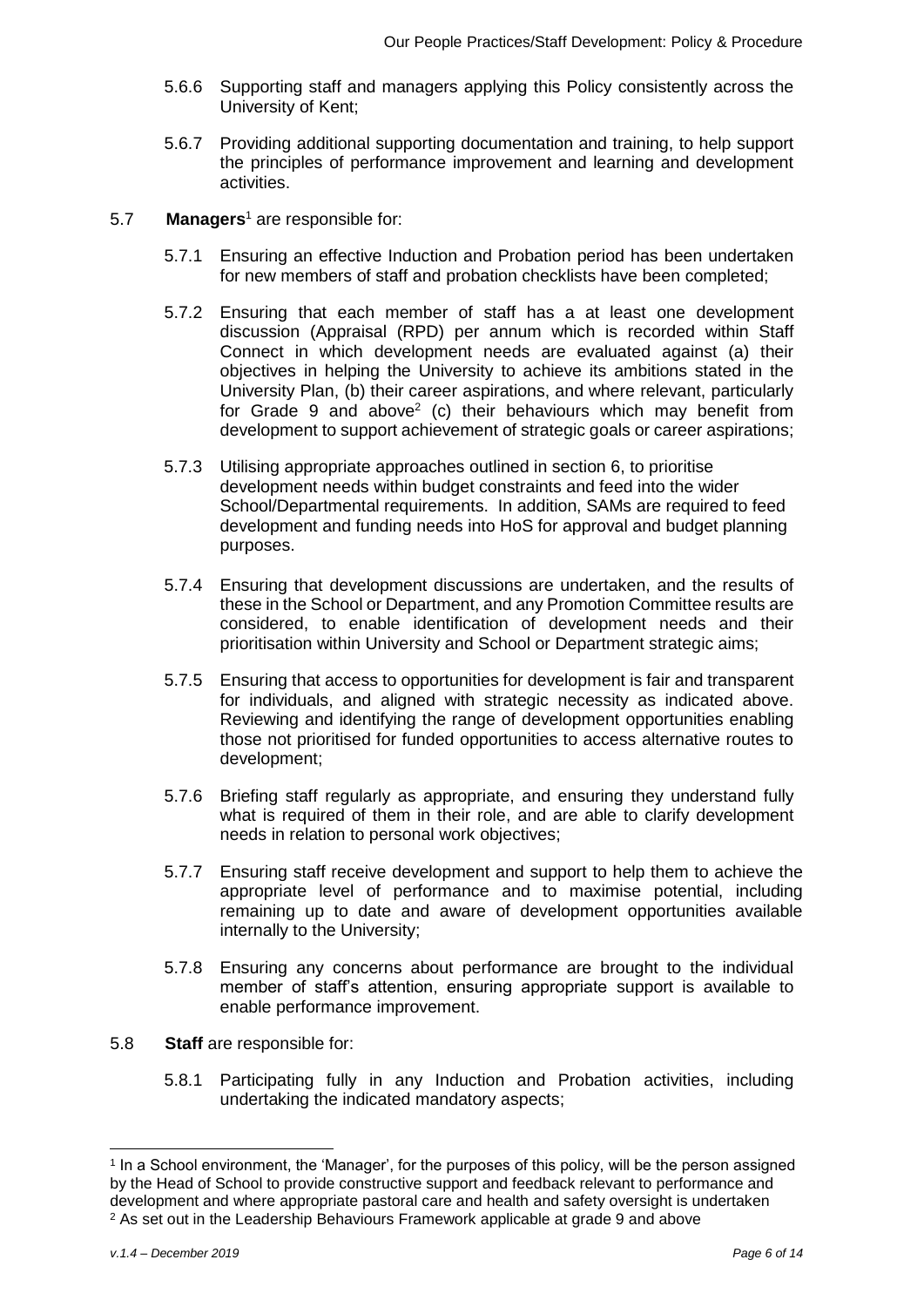5.6.6 Supporting staff and managers applying this Policy consistently across the University of Kent;

5.6.7 Providing additional supporting documentation and training, to help support the principles of performance improvement and learning and development activities.

5.7 **Managers**[1] are responsible for:

5.7.1 Ensuring an effective Induction and Probation period has been undertaken for new members of staff and probation checklists have been completed;

5.7.2 Ensuring that each member of staff has a at least one development discussion (Appraisal (RPD) per annum which is recorded within Staff Connect in which development needs are evaluated against (a) their objectives in helping the University to achieve its ambitions stated in the University Plan, (b) their career aspirations, and where relevant, particularly for Grade 9 and above[2] (c) their behaviours which may benefit from development to support achievement of strategic goals or career aspirations;

5.7.3 Utilising appropriate approaches outlined in section 6, to prioritise development needs within budget constraints and feed into the wider School/Departmental requirements. In addition, SAMs are required to feed development and funding needs into HoS for approval and budget planning purposes.

5.7.4 Ensuring that development discussions are undertaken, and the results of these in the School or Department, and any Promotion Committee results are considered, to enable identification of development needs and their prioritisation within University and School or Department strategic aims;

5.7.5 Ensuring that access to opportunities for development is fair and transparent for individuals, and aligned with strategic necessity as indicated above. Reviewing and identifying the range of development opportunities enabling those not prioritised for funded opportunities to access alternative routes to development;

5.7.6 Briefing staff regularly as appropriate, and ensuring they understand fully what is required of them in their role, and are able to clarify development needs in relation to personal work objectives;

5.7.7 Ensuring staff receive development and support to help them to achieve the appropriate level of performance and to maximise potential, including remaining up to date and aware of development opportunities available internally to the University;

5.7.8 Ensuring any concerns about performance are brought to the individual member of staff's attention, ensuring appropriate support is available to enable performance improvement.

5.8 **Staff** are responsible for:

5.8.1 Participating fully in any Induction and Probation activities, including undertaking the indicated mandatory aspects;

---

[1] In a School environment, the 'Manager', for the purposes of this policy, will be the person assigned by the Head of School to provide constructive support and feedback relevant to performance and development and where appropriate pastoral care and health and safety oversight is undertaken

[2] As set out in the Leadership Behaviours Framework applicable at grade 9 and above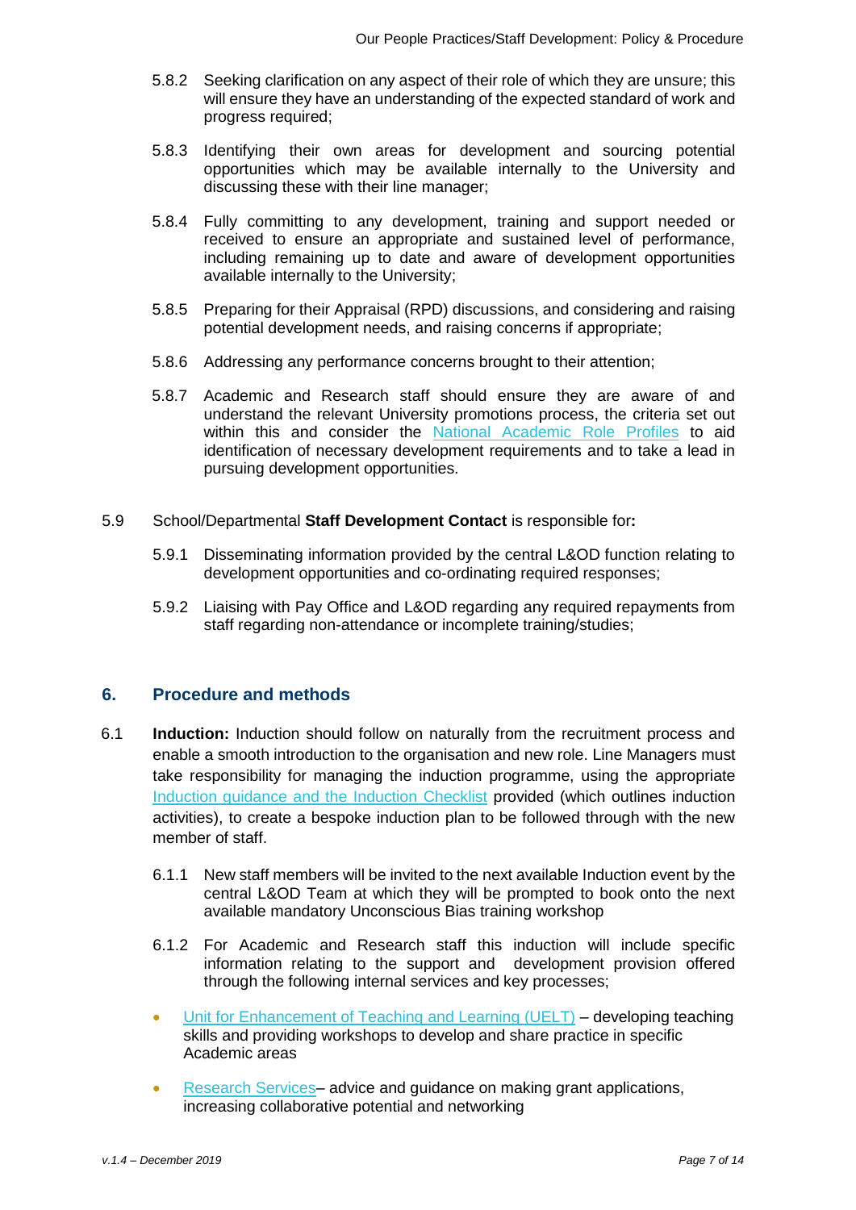5.8.2 Seeking clarification on any aspect of their role of which they are unsure; this will ensure they have an understanding of the expected standard of work and progress required;

5.8.3 Identifying their own areas for development and sourcing potential opportunities which may be available internally to the University and discussing these with their line manager;

5.8.4 Fully committing to any development, training and support needed or received to ensure an appropriate and sustained level of performance, including remaining up to date and aware of development opportunities available internally to the University;

5.8.5 Preparing for their Appraisal (RPD) discussions, and considering and raising potential development needs, and raising concerns if appropriate;

5.8.6 Addressing any performance concerns brought to their attention;

5.8.7 Academic and Research staff should ensure they are aware of and understand the relevant University promotions process, the criteria set out within this and consider the National Academic Role Profiles to aid identification of necessary development requirements and to take a lead in pursuing development opportunities.

5.9 School/Departmental **Staff Development Contact** is responsible for**:**

5.9.1 Disseminating information provided by the central L&OD function relating to development opportunities and co-ordinating required responses;

5.9.2 Liaising with Pay Office and L&OD regarding any required repayments from staff regarding non-attendance or incomplete training/studies;

## 6. Procedure and methods

6.1 **Induction:** Induction should follow on naturally from the recruitment process and enable a smooth introduction to the organisation and new role. Line Managers must take responsibility for managing the induction programme, using the appropriate Induction guidance and the Induction Checklist provided (which outlines induction activities), to create a bespoke induction plan to be followed through with the new member of staff.

6.1.1 New staff members will be invited to the next available Induction event by the central L&OD Team at which they will be prompted to book onto the next available mandatory Unconscious Bias training workshop

6.1.2 For Academic and Research staff this induction will include specific information relating to the support and development provision offered through the following internal services and key processes;

- Unit for Enhancement of Teaching and Learning (UELT) – developing teaching skills and providing workshops to develop and share practice in specific Academic areas
- Research Services– advice and guidance on making grant applications, increasing collaborative potential and networking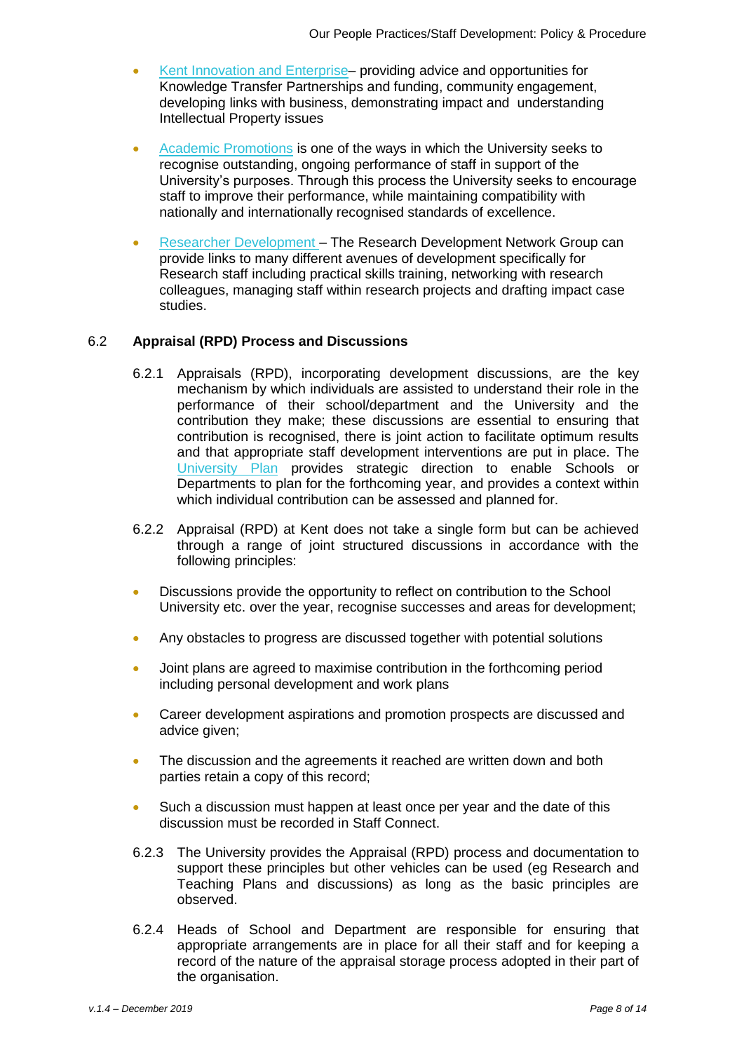- Kent Innovation and Enterprise– providing advice and opportunities for Knowledge Transfer Partnerships and funding, community engagement, developing links with business, demonstrating impact and understanding Intellectual Property issues

- Academic Promotions is one of the ways in which the University seeks to recognise outstanding, ongoing performance of staff in support of the University's purposes. Through this process the University seeks to encourage staff to improve their performance, while maintaining compatibility with nationally and internationally recognised standards of excellence.

- Researcher Development – The Research Development Network Group can provide links to many different avenues of development specifically for Research staff including practical skills training, networking with research colleagues, managing staff within research projects and drafting impact case studies.

### 6.2 Appraisal (RPD) Process and Discussions

6.2.1 Appraisals (RPD), incorporating development discussions, are the key mechanism by which individuals are assisted to understand their role in the performance of their school/department and the University and the contribution they make; these discussions are essential to ensuring that contribution is recognised, there is joint action to facilitate optimum results and that appropriate staff development interventions are put in place. The University Plan provides strategic direction to enable Schools or Departments to plan for the forthcoming year, and provides a context within which individual contribution can be assessed and planned for.

6.2.2 Appraisal (RPD) at Kent does not take a single form but can be achieved through a range of joint structured discussions in accordance with the following principles:

- Discussions provide the opportunity to reflect on contribution to the School University etc. over the year, recognise successes and areas for development;

- Any obstacles to progress are discussed together with potential solutions

- Joint plans are agreed to maximise contribution in the forthcoming period including personal development and work plans

- Career development aspirations and promotion prospects are discussed and advice given;

- The discussion and the agreements it reached are written down and both parties retain a copy of this record;

- Such a discussion must happen at least once per year and the date of this discussion must be recorded in Staff Connect.

6.2.3 The University provides the Appraisal (RPD) process and documentation to support these principles but other vehicles can be used (eg Research and Teaching Plans and discussions) as long as the basic principles are observed.

6.2.4 Heads of School and Department are responsible for ensuring that appropriate arrangements are in place for all their staff and for keeping a record of the nature of the appraisal storage process adopted in their part of the organisation.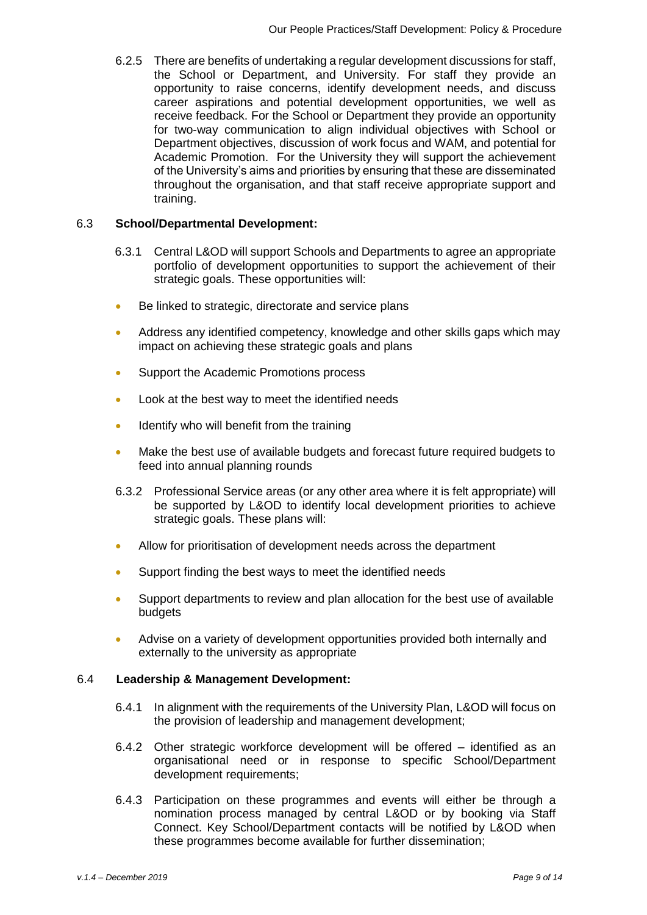6.2.5 There are benefits of undertaking a regular development discussions for staff, the School or Department, and University. For staff they provide an opportunity to raise concerns, identify development needs, and discuss career aspirations and potential development opportunities, we well as receive feedback. For the School or Department they provide an opportunity for two-way communication to align individual objectives with School or Department objectives, discussion of work focus and WAM, and potential for Academic Promotion. For the University they will support the achievement of the University's aims and priorities by ensuring that these are disseminated throughout the organisation, and that staff receive appropriate support and training.

6.3 **School/Departmental Development:**

6.3.1 Central L&OD will support Schools and Departments to agree an appropriate portfolio of development opportunities to support the achievement of their strategic goals. These opportunities will:

- Be linked to strategic, directorate and service plans
- Address any identified competency, knowledge and other skills gaps which may impact on achieving these strategic goals and plans
- Support the Academic Promotions process
- Look at the best way to meet the identified needs
- Identify who will benefit from the training
- Make the best use of available budgets and forecast future required budgets to feed into annual planning rounds

6.3.2 Professional Service areas (or any other area where it is felt appropriate) will be supported by L&OD to identify local development priorities to achieve strategic goals. These plans will:

- Allow for prioritisation of development needs across the department
- Support finding the best ways to meet the identified needs
- Support departments to review and plan allocation for the best use of available budgets
- Advise on a variety of development opportunities provided both internally and externally to the university as appropriate

6.4 **Leadership & Management Development:**

6.4.1 In alignment with the requirements of the University Plan, L&OD will focus on the provision of leadership and management development;

6.4.2 Other strategic workforce development will be offered – identified as an organisational need or in response to specific School/Department development requirements;

6.4.3 Participation on these programmes and events will either be through a nomination process managed by central L&OD or by booking via Staff Connect. Key School/Department contacts will be notified by L&OD when these programmes become available for further dissemination;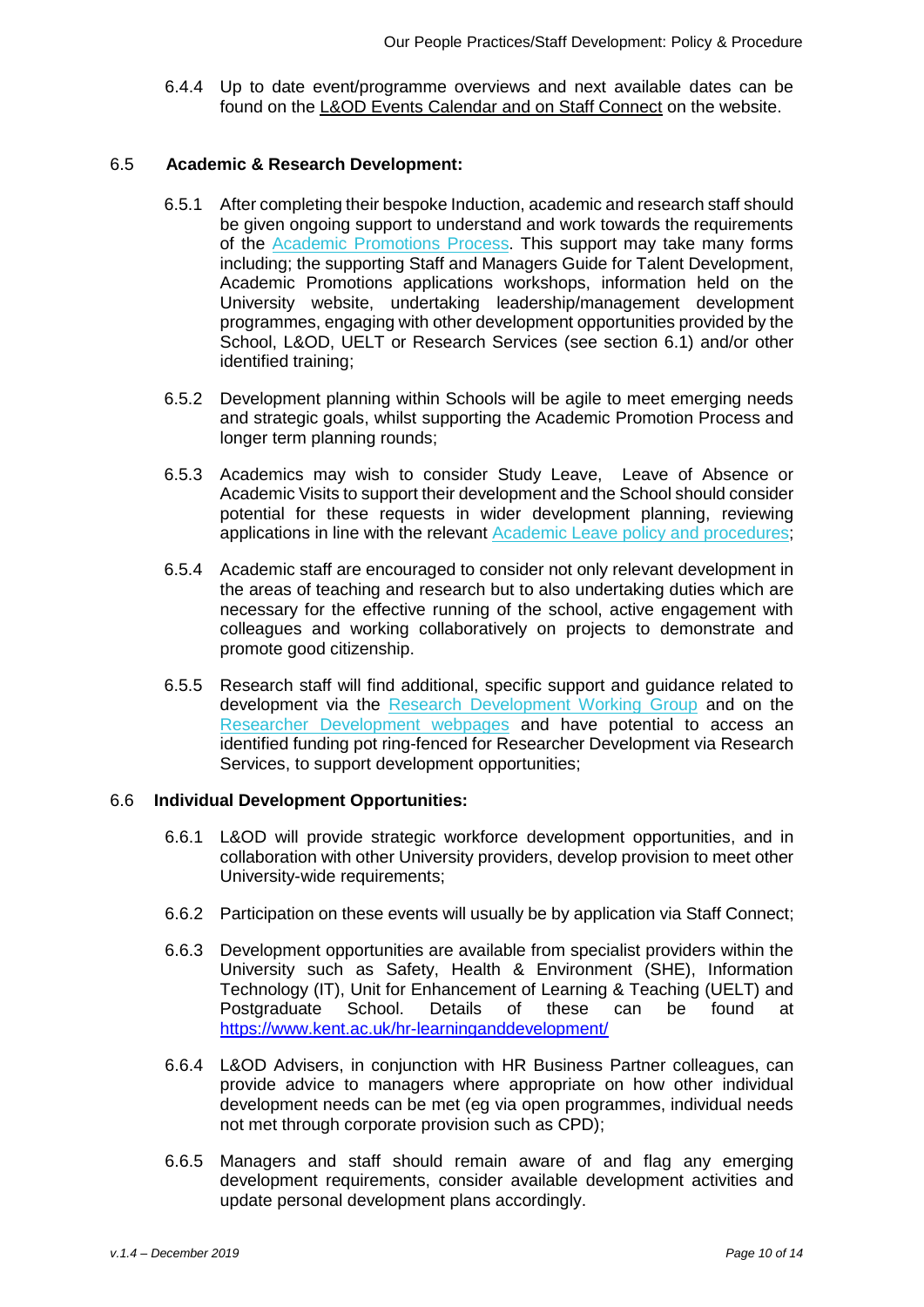6.4.4 Up to date event/programme overviews and next available dates can be found on the L&OD Events Calendar and on Staff Connect on the website.

## 6.5 Academic & Research Development:

6.5.1 After completing their bespoke Induction, academic and research staff should be given ongoing support to understand and work towards the requirements of the Academic Promotions Process. This support may take many forms including; the supporting Staff and Managers Guide for Talent Development, Academic Promotions applications workshops, information held on the University website, undertaking leadership/management development programmes, engaging with other development opportunities provided by the School, L&OD, UELT or Research Services (see section 6.1) and/or other identified training;

6.5.2 Development planning within Schools will be agile to meet emerging needs and strategic goals, whilst supporting the Academic Promotion Process and longer term planning rounds;

6.5.3 Academics may wish to consider Study Leave, Leave of Absence or Academic Visits to support their development and the School should consider potential for these requests in wider development planning, reviewing applications in line with the relevant Academic Leave policy and procedures;

6.5.4 Academic staff are encouraged to consider not only relevant development in the areas of teaching and research but to also undertaking duties which are necessary for the effective running of the school, active engagement with colleagues and working collaboratively on projects to demonstrate and promote good citizenship.

6.5.5 Research staff will find additional, specific support and guidance related to development via the Research Development Working Group and on the Researcher Development webpages and have potential to access an identified funding pot ring-fenced for Researcher Development via Research Services, to support development opportunities;

## 6.6 Individual Development Opportunities:

6.6.1 L&OD will provide strategic workforce development opportunities, and in collaboration with other University providers, develop provision to meet other University-wide requirements;

6.6.2 Participation on these events will usually be by application via Staff Connect;

6.6.3 Development opportunities are available from specialist providers within the University such as Safety, Health & Environment (SHE), Information Technology (IT), Unit for Enhancement of Learning & Teaching (UELT) and Postgraduate School. Details of these can be found at https://www.kent.ac.uk/hr-learninganddevelopment/

6.6.4 L&OD Advisers, in conjunction with HR Business Partner colleagues, can provide advice to managers where appropriate on how other individual development needs can be met (eg via open programmes, individual needs not met through corporate provision such as CPD);

6.6.5 Managers and staff should remain aware of and flag any emerging development requirements, consider available development activities and update personal development plans accordingly.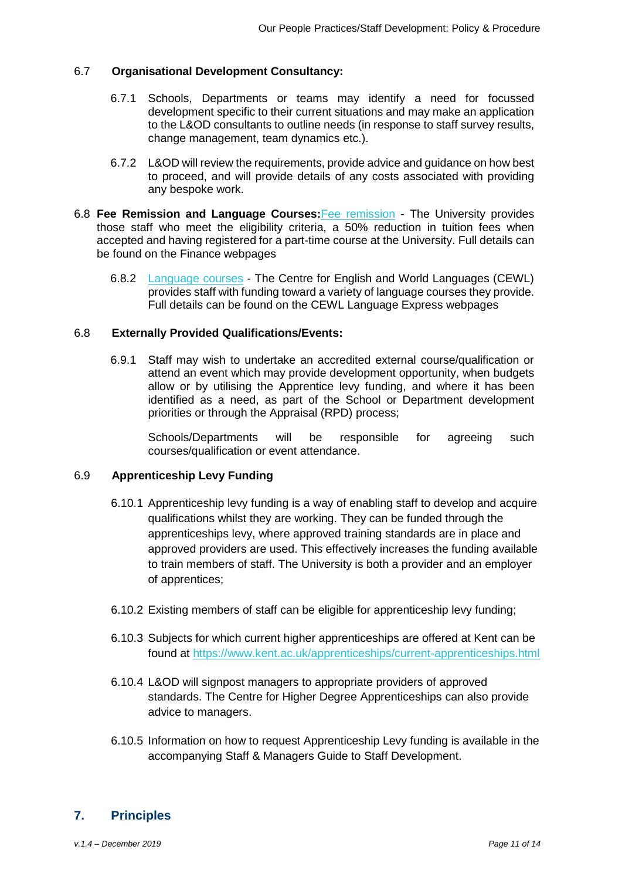### 6.7 Organisational Development Consultancy:

6.7.1 Schools, Departments or teams may identify a need for focussed development specific to their current situations and may make an application to the L&OD consultants to outline needs (in response to staff survey results, change management, team dynamics etc.).

6.7.2 L&OD will review the requirements, provide advice and guidance on how best to proceed, and will provide details of any costs associated with providing any bespoke work.

6.8 **Fee Remission and Language Courses:**[Fee remission]() - The University provides those staff who meet the eligibility criteria, a 50% reduction in tuition fees when accepted and having registered for a part-time course at the University. Full details can be found on the Finance webpages

6.8.2 [Language courses]() - The Centre for English and World Languages (CEWL) provides staff with funding toward a variety of language courses they provide. Full details can be found on the CEWL Language Express webpages

### 6.8 Externally Provided Qualifications/Events:

6.9.1 Staff may wish to undertake an accredited external course/qualification or attend an event which may provide development opportunity, when budgets allow or by utilising the Apprentice levy funding, and where it has been identified as a need, as part of the School or Department development priorities or through the Appraisal (RPD) process;

Schools/Departments will be responsible for agreeing such courses/qualification or event attendance.

### 6.9 Apprenticeship Levy Funding

6.10.1 Apprenticeship levy funding is a way of enabling staff to develop and acquire qualifications whilst they are working. They can be funded through the apprenticeships levy, where approved training standards are in place and approved providers are used. This effectively increases the funding available to train members of staff. The University is both a provider and an employer of apprentices;

6.10.2 Existing members of staff can be eligible for apprenticeship levy funding;

6.10.3 Subjects for which current higher apprenticeships are offered at Kent can be found at https://www.kent.ac.uk/apprenticeships/current-apprenticeships.html

6.10.4 L&OD will signpost managers to appropriate providers of approved standards. The Centre for Higher Degree Apprenticeships can also provide advice to managers.

6.10.5 Information on how to request Apprenticeship Levy funding is available in the accompanying Staff & Managers Guide to Staff Development.

## 7. Principles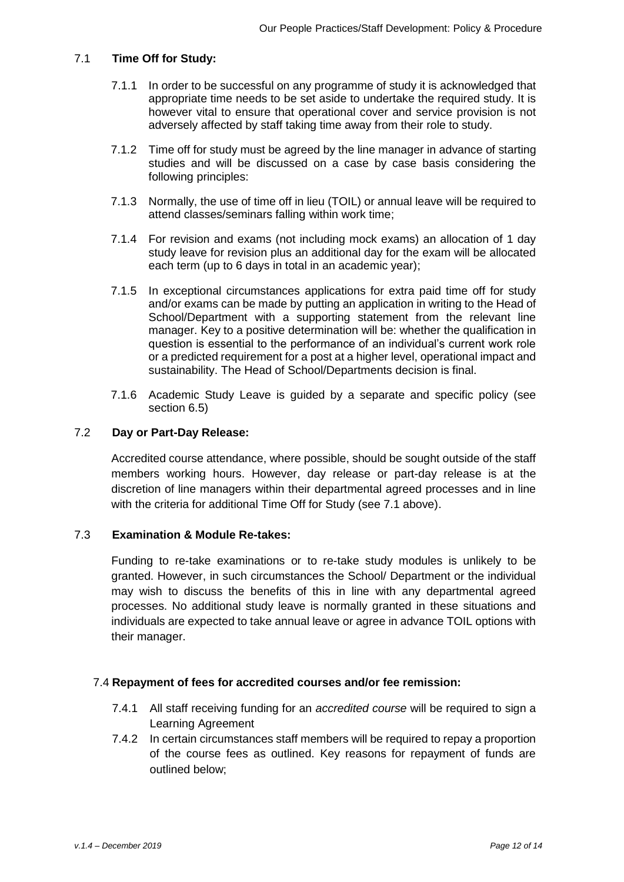### 7.1 **Time Off for Study:**

7.1.1 In order to be successful on any programme of study it is acknowledged that appropriate time needs to be set aside to undertake the required study. It is however vital to ensure that operational cover and service provision is not adversely affected by staff taking time away from their role to study.

7.1.2 Time off for study must be agreed by the line manager in advance of starting studies and will be discussed on a case by case basis considering the following principles:

7.1.3 Normally, the use of time off in lieu (TOIL) or annual leave will be required to attend classes/seminars falling within work time;

7.1.4 For revision and exams (not including mock exams) an allocation of 1 day study leave for revision plus an additional day for the exam will be allocated each term (up to 6 days in total in an academic year);

7.1.5 In exceptional circumstances applications for extra paid time off for study and/or exams can be made by putting an application in writing to the Head of School/Department with a supporting statement from the relevant line manager. Key to a positive determination will be: whether the qualification in question is essential to the performance of an individual's current work role or a predicted requirement for a post at a higher level, operational impact and sustainability. The Head of School/Departments decision is final.

7.1.6 Academic Study Leave is guided by a separate and specific policy (see section 6.5)

### 7.2 **Day or Part-Day Release:**

Accredited course attendance, where possible, should be sought outside of the staff members working hours. However, day release or part-day release is at the discretion of line managers within their departmental agreed processes and in line with the criteria for additional Time Off for Study (see 7.1 above).

### 7.3 **Examination & Module Re-takes:**

Funding to re-take examinations or to re-take study modules is unlikely to be granted. However, in such circumstances the School/ Department or the individual may wish to discuss the benefits of this in line with any departmental agreed processes. No additional study leave is normally granted in these situations and individuals are expected to take annual leave or agree in advance TOIL options with their manager.

### 7.4 **Repayment of fees for accredited courses and/or fee remission:**

7.4.1 All staff receiving funding for an *accredited course* will be required to sign a Learning Agreement

7.4.2 In certain circumstances staff members will be required to repay a proportion of the course fees as outlined. Key reasons for repayment of funds are outlined below;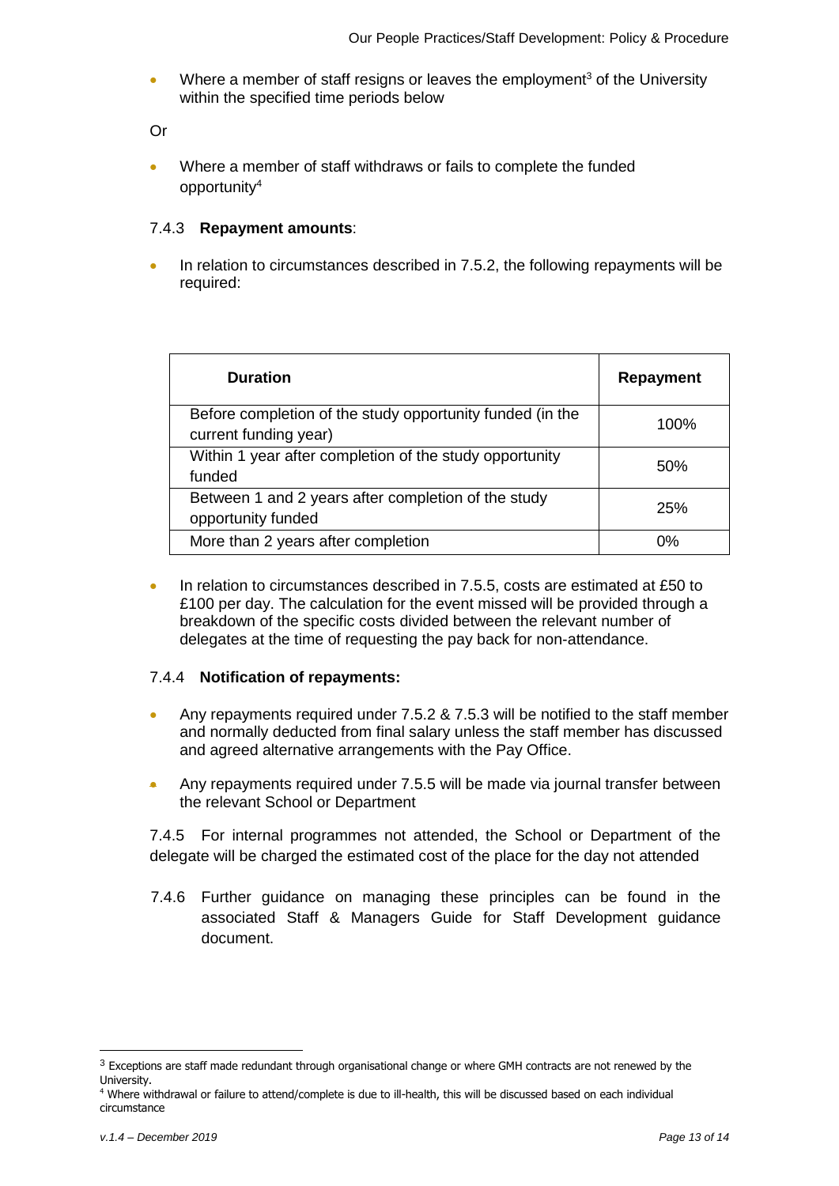- Where a member of staff resigns or leaves the employment[3] of the University within the specified time periods below

Or

- Where a member of staff withdraws or fails to complete the funded opportunity[4]

7.4.3 **Repayment amounts**:

- In relation to circumstances described in 7.5.2, the following repayments will be required:

| Duration | Repayment |
|---|---|
| Before completion of the study opportunity funded (in the current funding year) | 100% |
| Within 1 year after completion of the study opportunity funded | 50% |
| Between 1 and 2 years after completion of the study opportunity funded | 25% |
| More than 2 years after completion | 0% |

- In relation to circumstances described in 7.5.5, costs are estimated at £50 to £100 per day. The calculation for the event missed will be provided through a breakdown of the specific costs divided between the relevant number of delegates at the time of requesting the pay back for non-attendance.

7.4.4 **Notification of repayments:**

- Any repayments required under 7.5.2 & 7.5.3 will be notified to the staff member and normally deducted from final salary unless the staff member has discussed and agreed alternative arrangements with the Pay Office.

- Any repayments required under 7.5.5 will be made via journal transfer between the relevant School or Department

7.4.5 For internal programmes not attended, the School or Department of the delegate will be charged the estimated cost of the place for the day not attended

7.4.6 Further guidance on managing these principles can be found in the associated Staff & Managers Guide for Staff Development guidance document.

---

[3] Exceptions are staff made redundant through organisational change or where GMH contracts are not renewed by the University.

[4] Where withdrawal or failure to attend/complete is due to ill-health, this will be discussed based on each individual circumstance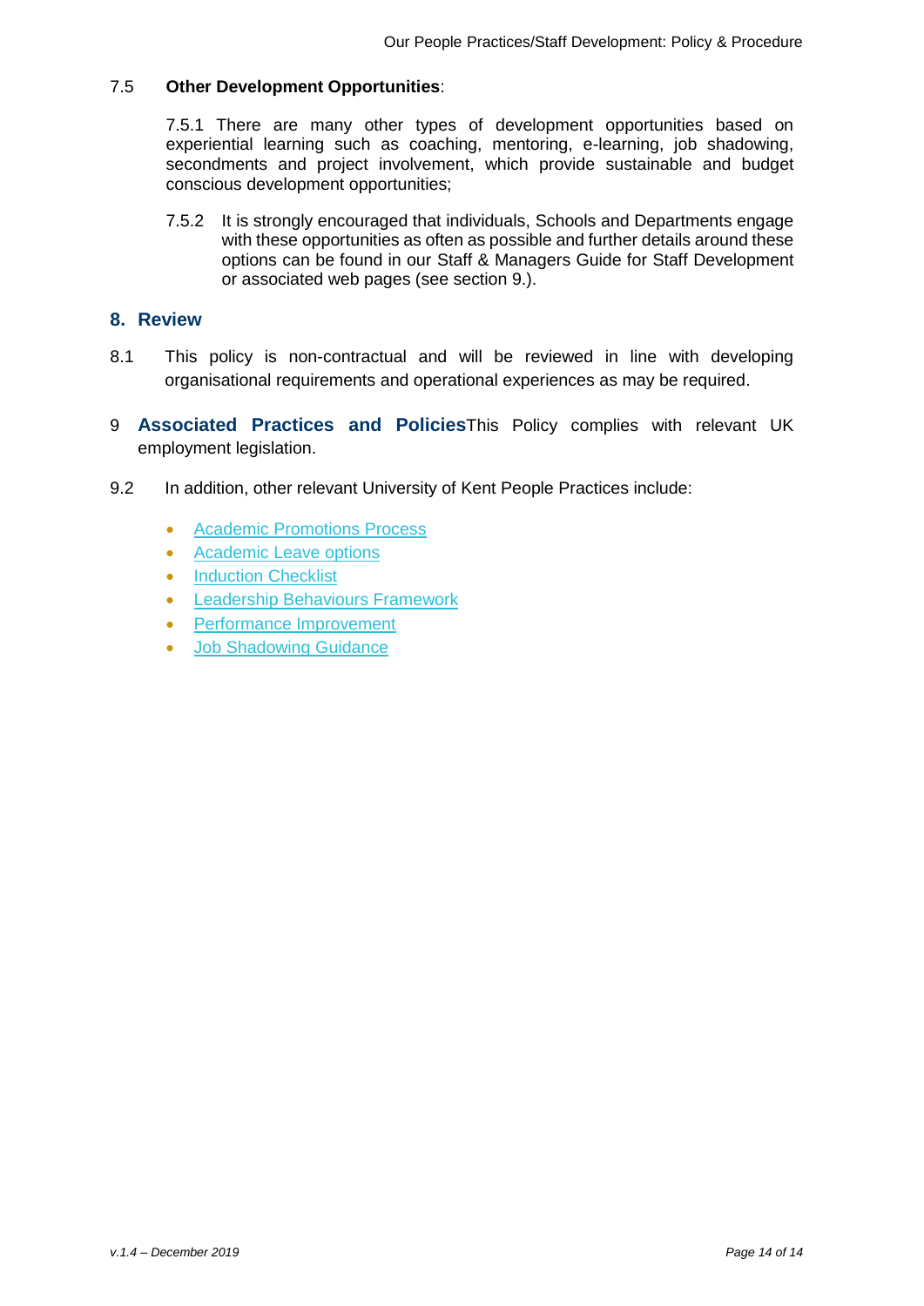7.5 **Other Development Opportunities**:

7.5.1 There are many other types of development opportunities based on experiential learning such as coaching, mentoring, e-learning, job shadowing, secondments and project involvement, which provide sustainable and budget conscious development opportunities;

7.5.2 It is strongly encouraged that individuals, Schools and Departments engage with these opportunities as often as possible and further details around these options can be found in our Staff & Managers Guide for Staff Development or associated web pages (see section 9.).

## 8. Review

8.1 This policy is non-contractual and will be reviewed in line with developing organisational requirements and operational experiences as may be required.

9 **Associated Practices and Policies**This Policy complies with relevant UK employment legislation.

9.2 In addition, other relevant University of Kent People Practices include:

- Academic Promotions Process
- Academic Leave options
- Induction Checklist
- Leadership Behaviours Framework
- Performance Improvement
- Job Shadowing Guidance

*v.1.4 – December 2019*